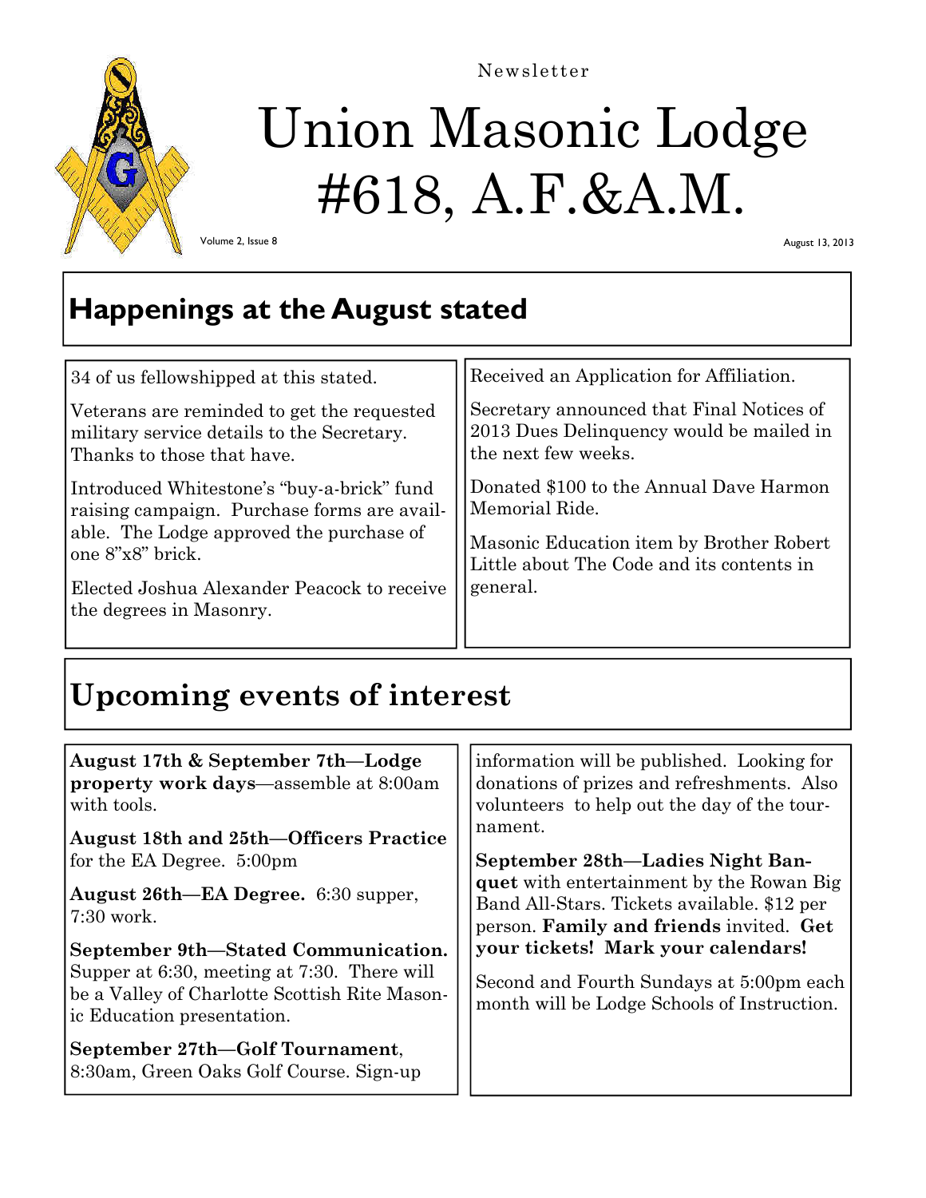Newsletter

# Union Masonic Lodge #618, A.F.&A.M.

Volume 2, Issue 8

August 13, 2013

## Happenings at the August stated

34 of us fellowshipped at this stated.

Veterans are reminded to get the requested military service details to the Secretary. Thanks to those that have.

Introduced Whitestone's "buy-a-brick" fund raising campaign. Purchase forms are available. The Lodge approved the purchase of one 8"x8" brick.

Elected Joshua Alexander Peacock to receive the degrees in Masonry.

Received an Application for Affiliation.

Secretary announced that Final Notices of 2013 Dues Delinquency would be mailed in the next few weeks.

Donated $100 to the Annual Dave Harmon Memorial Ride.

Masonic Education item by Brother Robert Little about The Code and its contents in general.

## Upcoming events of interest

**August 17th & September 7th—Lodge property work days**—assemble at 8:00am with tools.

**August 18th and 25th—Officers Practice** for the EA Degree. 5:00pm

**August 26th—EA Degree.** 6:30 supper, 7:30 work.

**September 9th—Stated Communication.** Supper at 6:30, meeting at 7:30. There will be a Valley of Charlotte Scottish Rite Masonic Education presentation.

**September 27th—Golf Tournament**, 8:30am, Green Oaks Golf Course. Sign-up information will be published. Looking for donations of prizes and refreshments. Also volunteers to help out the day of the tournament.

**September 28th—Ladies Night Banquet** with entertainment by the Rowan Big Band All-Stars. Tickets available. $12 per person. **Family and friends** invited. **Get your tickets! Mark your calendars!**

Second and Fourth Sundays at 5:00pm each month will be Lodge Schools of Instruction.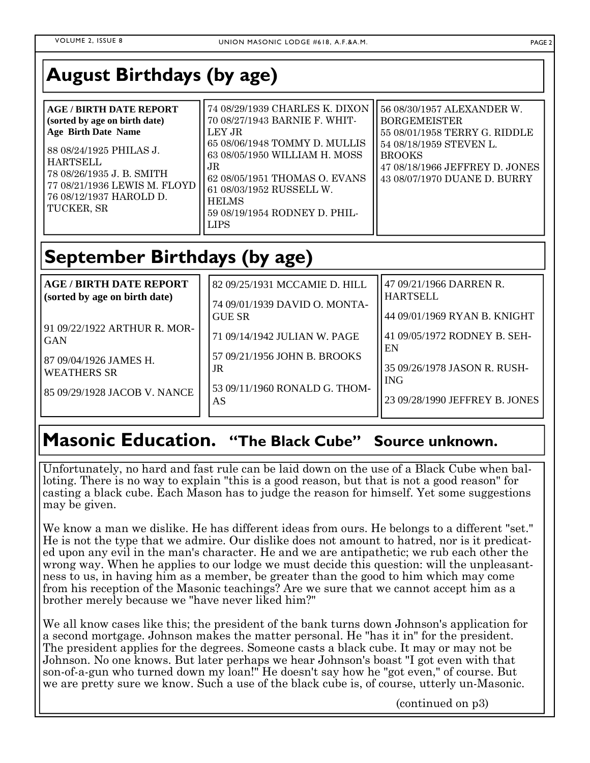## August Birthdays (by age)

**AGE / BIRTH DATE REPORT**
**(sorted by age on birth date)**
**Age Birth Date Name**

88 08/24/1925 PHILAS J. HARTSELL
78 08/26/1935 J. B. SMITH
77 08/21/1936 LEWIS M. FLOYD
76 08/12/1937 HAROLD D. TUCKER, SR
74 08/29/1939 CHARLES K. DIXON
70 08/27/1943 BARNIE F. WHITLEY JR
65 08/06/1948 TOMMY D. MULLIS
63 08/05/1950 WILLIAM H. MOSS JR
62 08/05/1951 THOMAS O. EVANS
61 08/03/1952 RUSSELL W. HELMS
59 08/19/1954 RODNEY D. PHILLIPS
56 08/30/1957 ALEXANDER W. BORGEMEISTER
55 08/01/1958 TERRY G. RIDDLE
54 08/18/1959 STEVEN L. BROOKS
47 08/18/1966 JEFFREY D. JONES
43 08/07/1970 DUANE D. BURRY

## September Birthdays (by age)

**AGE / BIRTH DATE REPORT**
**(sorted by age on birth date)**

91 09/22/1922 ARTHUR R. MORGAN

87 09/04/1926 JAMES H. WEATHERS SR

85 09/29/1928 JACOB V. NANCE

82 09/25/1931 MCCAMIE D. HILL

74 09/01/1939 DAVID O. MONTAGUE SR

71 09/14/1942 JULIAN W. PAGE

57 09/21/1956 JOHN B. BROOKS JR

53 09/11/1960 RONALD G. THOMAS

47 09/21/1966 DARREN R. HARTSELL

44 09/01/1969 RYAN B. KNIGHT

41 09/05/1972 RODNEY B. SEHEN

35 09/26/1978 JASON R. RUSHING

23 09/28/1990 JEFFREY B. JONES

## Masonic Education. "The Black Cube" Source unknown.

Unfortunately, no hard and fast rule can be laid down on the use of a Black Cube when balloting. There is no way to explain "this is a good reason, but that is not a good reason" for casting a black cube. Each Mason has to judge the reason for himself. Yet some suggestions may be given.

We know a man we dislike. He has different ideas from ours. He belongs to a different "set." He is not the type that we admire. Our dislike does not amount to hatred, nor is it predicated upon any evil in the man's character. He and we are antipathetic; we rub each other the wrong way. When he applies to our lodge we must decide this question: will the unpleasantness to us, in having him as a member, be greater than the good to him which may come from his reception of the Masonic teachings? Are we sure that we cannot accept him as a brother merely because we "have never liked him?"

We all know cases like this; the president of the bank turns down Johnson's application for a second mortgage. Johnson makes the matter personal. He "has it in" for the president. The president applies for the degrees. Someone casts a black cube. It may or may not be Johnson. No one knows. But later perhaps we hear Johnson's boast "I got even with that son-of-a-gun who turned down my loan!" He doesn't say how he "got even," of course. But we are pretty sure we know. Such a use of the black cube is, of course, utterly un-Masonic.

(continued on p3)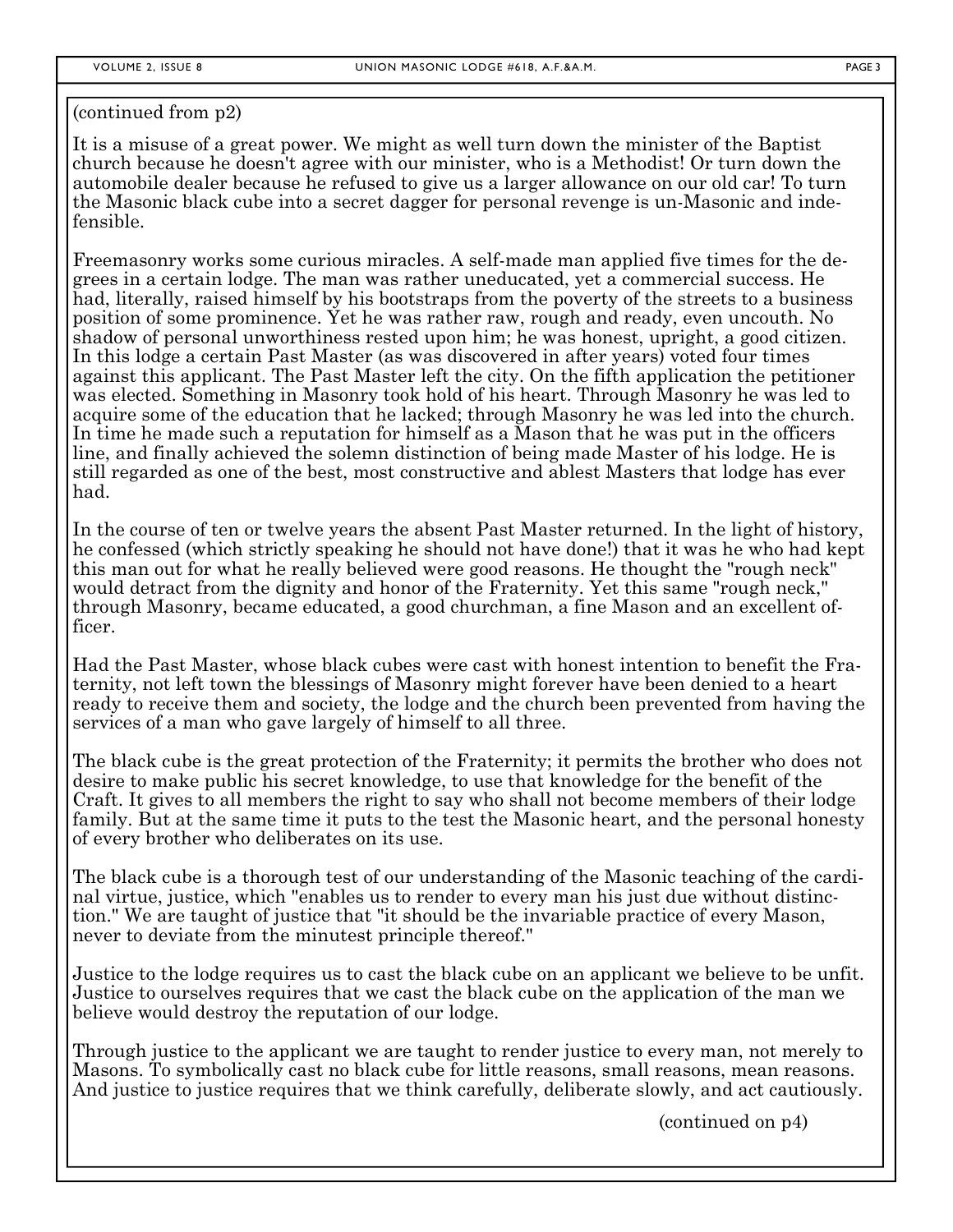(continued from p2)

It is a misuse of a great power. We might as well turn down the minister of the Baptist church because he doesn't agree with our minister, who is a Methodist! Or turn down the automobile dealer because he refused to give us a larger allowance on our old car! To turn the Masonic black cube into a secret dagger for personal revenge is un-Masonic and indefensible.

Freemasonry works some curious miracles. A self-made man applied five times for the degrees in a certain lodge. The man was rather uneducated, yet a commercial success. He had, literally, raised himself by his bootstraps from the poverty of the streets to a business position of some prominence. Yet he was rather raw, rough and ready, even uncouth. No shadow of personal unworthiness rested upon him; he was honest, upright, a good citizen. In this lodge a certain Past Master (as was discovered in after years) voted four times against this applicant. The Past Master left the city. On the fifth application the petitioner was elected. Something in Masonry took hold of his heart. Through Masonry he was led to acquire some of the education that he lacked; through Masonry he was led into the church. In time he made such a reputation for himself as a Mason that he was put in the officers line, and finally achieved the solemn distinction of being made Master of his lodge. He is still regarded as one of the best, most constructive and ablest Masters that lodge has ever had.

In the course of ten or twelve years the absent Past Master returned. In the light of history, he confessed (which strictly speaking he should not have done!) that it was he who had kept this man out for what he really believed were good reasons. He thought the "rough neck" would detract from the dignity and honor of the Fraternity. Yet this same "rough neck," through Masonry, became educated, a good churchman, a fine Mason and an excellent officer.

Had the Past Master, whose black cubes were cast with honest intention to benefit the Fraternity, not left town the blessings of Masonry might forever have been denied to a heart ready to receive them and society, the lodge and the church been prevented from having the services of a man who gave largely of himself to all three.

The black cube is the great protection of the Fraternity; it permits the brother who does not desire to make public his secret knowledge, to use that knowledge for the benefit of the Craft. It gives to all members the right to say who shall not become members of their lodge family. But at the same time it puts to the test the Masonic heart, and the personal honesty of every brother who deliberates on its use.

The black cube is a thorough test of our understanding of the Masonic teaching of the cardinal virtue, justice, which "enables us to render to every man his just due without distinction." We are taught of justice that "it should be the invariable practice of every Mason, never to deviate from the minutest principle thereof."

Justice to the lodge requires us to cast the black cube on an applicant we believe to be unfit. Justice to ourselves requires that we cast the black cube on the application of the man we believe would destroy the reputation of our lodge.

Through justice to the applicant we are taught to render justice to every man, not merely to Masons. To symbolically cast no black cube for little reasons, small reasons, mean reasons. And justice to justice requires that we think carefully, deliberate slowly, and act cautiously.

(continued on p4)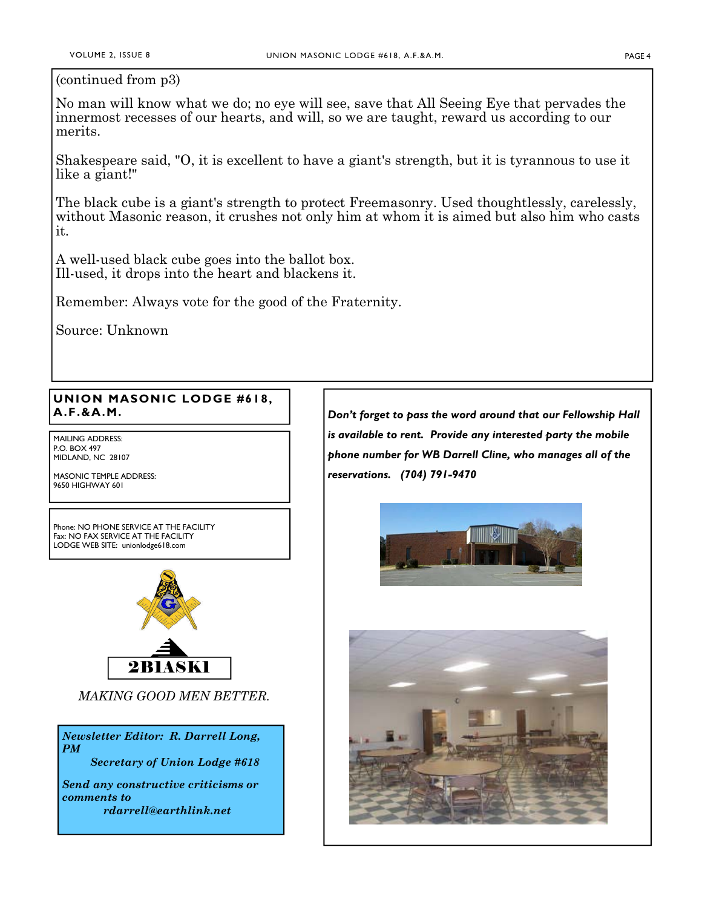(continued from p3)

No man will know what we do; no eye will see, save that All Seeing Eye that pervades the innermost recesses of our hearts, and will, so we are taught, reward us according to our merits.

Shakespeare said, "O, it is excellent to have a giant's strength, but it is tyrannous to use it like a giant!"

The black cube is a giant's strength to protect Freemasonry. Used thoughtlessly, carelessly, without Masonic reason, it crushes not only him at whom it is aimed but also him who casts it.

A well-used black cube goes into the ballot box.
Ill-used, it drops into the heart and blackens it.

Remember: Always vote for the good of the Fraternity.

Source: Unknown

## UNION MASONIC LODGE #618, A.F.&A.M.

MAILING ADDRESS:
P.O. BOX 497
MIDLAND, NC 28107

MASONIC TEMPLE ADDRESS:
9650 HIGHWAY 601

Phone: NO PHONE SERVICE AT THE FACILITY
Fax: NO FAX SERVICE AT THE FACILITY
LODGE WEB SITE: unionlodge618.com

2B1ASK1

*MAKING GOOD MEN BETTER.*

***Newsletter Editor: R. Darrell Long, PM***
***Secretary of Union Lodge #618***

***Send any constructive criticisms or comments to***
***rdarrell@earthlink.net***

***Don't forget to pass the word around that our Fellowship Hall is available to rent. Provide any interested party the mobile phone number for WB Darrell Cline, who manages all of the reservations. (704) 791-9470***